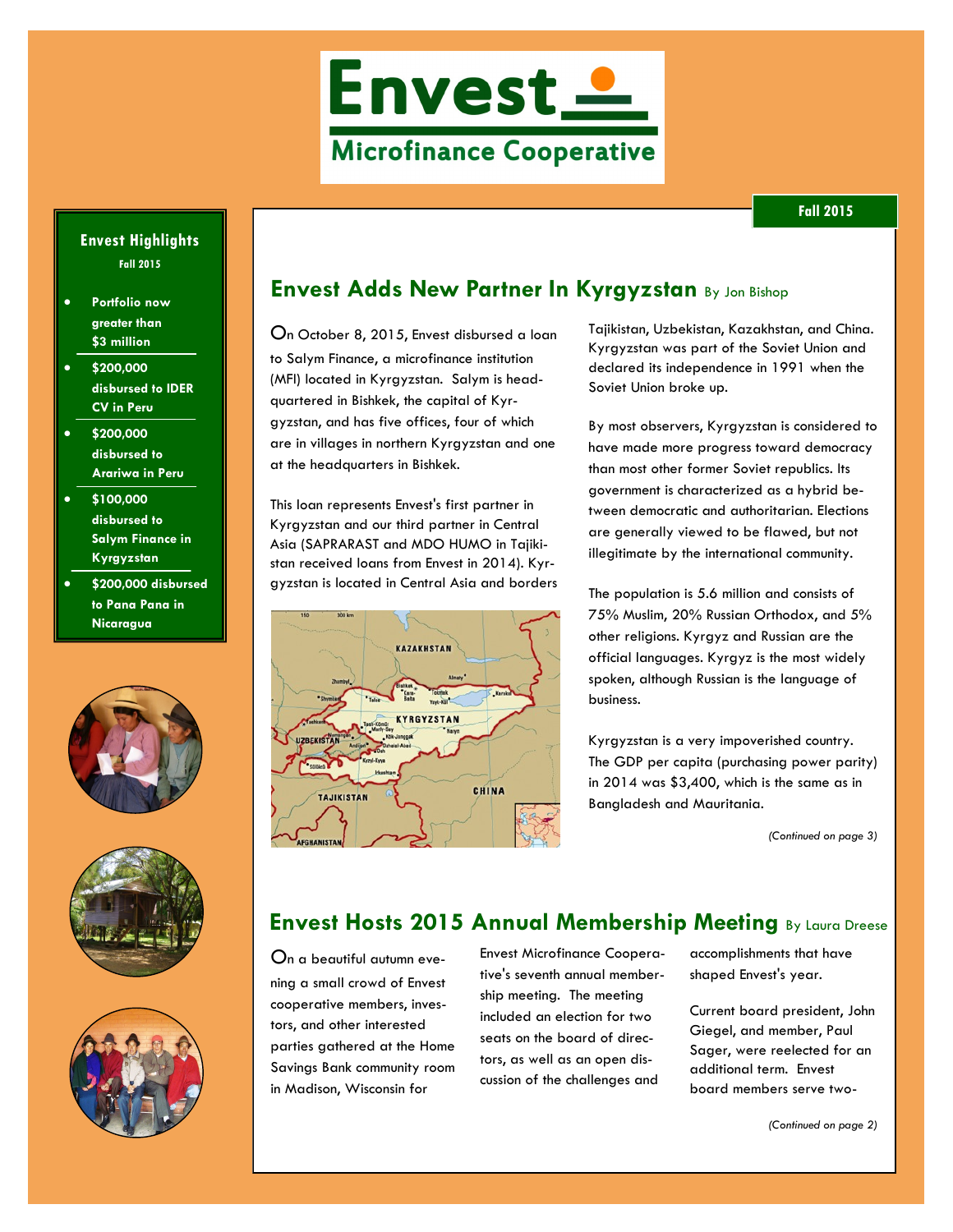# Envest Microfinance Cooperative

Fall 2015

**Envest Highlights**
**Fall 2015**

- **Portfolio now greater than $3 million**
- **$200,000 disbursed to IDER CV in Peru**
- **$200,000 disbursed to Arariwa in Peru**
- **$100,000 disbursed to Salym Finance in Kyrgyzstan**
- **$200,000 disbursed to Pana Pana in Nicaragua**

## Envest Adds New Partner In Kyrgyzstan By Jon Bishop

On October 8, 2015, Envest disbursed a loan to Salym Finance, a microfinance institution (MFI) located in Kyrgyzstan. Salym is headquartered in Bishkek, the capital of Kyrgyzstan, and has five offices, four of which are in villages in northern Kyrgyzstan and one at the headquarters in Bishkek.

This loan represents Envest's first partner in Kyrgyzstan and our third partner in Central Asia (SAPRARAST and MDO HUMO in Tajikistan received loans from Envest in 2014). Kyrgyzstan is located in Central Asia and borders Tajikistan, Uzbekistan, Kazakhstan, and China. Kyrgyzstan was part of the Soviet Union and declared its independence in 1991 when the Soviet Union broke up.

By most observers, Kyrgyzstan is considered to have made more progress toward democracy than most other former Soviet republics. Its government is characterized as a hybrid between democratic and authoritarian. Elections are generally viewed to be flawed, but not illegitimate by the international community.

The population is 5.6 million and consists of 75% Muslim, 20% Russian Orthodox, and 5% other religions. Kyrgyz and Russian are the official languages. Kyrgyz is the most widely spoken, although Russian is the language of business.

Kyrgyzstan is a very impoverished country. The GDP per capita (purchasing power parity) in 2014 was $3,400, which is the same as in Bangladesh and Mauritania.

*(Continued on page 3)*

## Envest Hosts 2015 Annual Membership Meeting By Laura Dreese

On a beautiful autumn evening a small crowd of Envest cooperative members, investors, and other interested parties gathered at the Home Savings Bank community room in Madison, Wisconsin for Envest Microfinance Cooperative's seventh annual membership meeting. The meeting included an election for two seats on the board of directors, as well as an open discussion of the challenges and accomplishments that have shaped Envest's year.

Current board president, John Giegel, and member, Paul Sager, were reelected for an additional term. Envest board members serve two-

*(Continued on page 2)*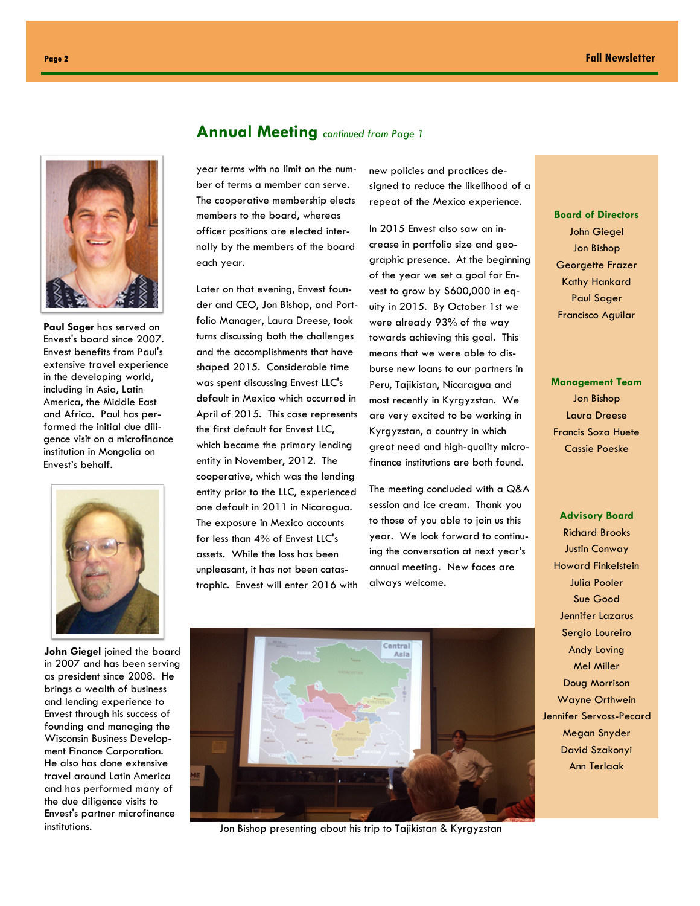## Annual Meeting *continued from Page 1*

year terms with no limit on the number of terms a member can serve. The cooperative membership elects members to the board, whereas officer positions are elected internally by the members of the board each year.

Later on that evening, Envest founder and CEO, Jon Bishop, and Portfolio Manager, Laura Dreese, took turns discussing both the challenges and the accomplishments that have shaped 2015. Considerable time was spent discussing Envest LLC's default in Mexico which occurred in April of 2015. This case represents the first default for Envest LLC, which became the primary lending entity in November, 2012. The cooperative, which was the lending entity prior to the LLC, experienced one default in 2011 in Nicaragua. The exposure in Mexico accounts for less than 4% of Envest LLC's assets. While the loss has been unpleasant, it has not been catastrophic. Envest will enter 2016 with new policies and practices designed to reduce the likelihood of a repeat of the Mexico experience.

In 2015 Envest also saw an increase in portfolio size and geographic presence. At the beginning of the year we set a goal for Envest to grow by $600,000 in equity in 2015. By October 1st we were already 93% of the way towards achieving this goal. This means that we were able to disburse new loans to our partners in Peru, Tajikistan, Nicaragua and most recently in Kyrgyzstan. We are very excited to be working in Kyrgyzstan, a country in which great need and high-quality microfinance institutions are both found.

The meeting concluded with a Q&A session and ice cream. Thank you to those of you able to join us this year. We look forward to continuing the conversation at next year's annual meeting. New faces are always welcome.

Jon Bishop presenting about his trip to Tajikistan & Kyrgyzstan

**Paul Sager** has served on Envest's board since 2007. Envest benefits from Paul's extensive travel experience in the developing world, including in Asia, Latin America, the Middle East and Africa. Paul has performed the initial due diligence visit on a microfinance institution in Mongolia on Envest's behalf.

**John Giegel** joined the board in 2007 and has been serving as president since 2008. He brings a wealth of business and lending experience to Envest through his success of founding and managing the Wisconsin Business Development Finance Corporation. He also has done extensive travel around Latin America and has performed many of the due diligence visits to Envest's partner microfinance institutions.

**Board of Directors**
John Giegel
Jon Bishop
Georgette Frazer
Kathy Hankard
Paul Sager
Francisco Aguilar

**Management Team**
Jon Bishop
Laura Dreese
Francis Soza Huete
Cassie Poeske

**Advisory Board**
Richard Brooks
Justin Conway
Howard Finkelstein
Julia Pooler
Sue Good
Jennifer Lazarus
Sergio Loureiro
Andy Loving
Mel Miller
Doug Morrison
Wayne Orthwein
Jennifer Servoss-Pecard
Megan Snyder
David Szakonyi
Ann Terlaak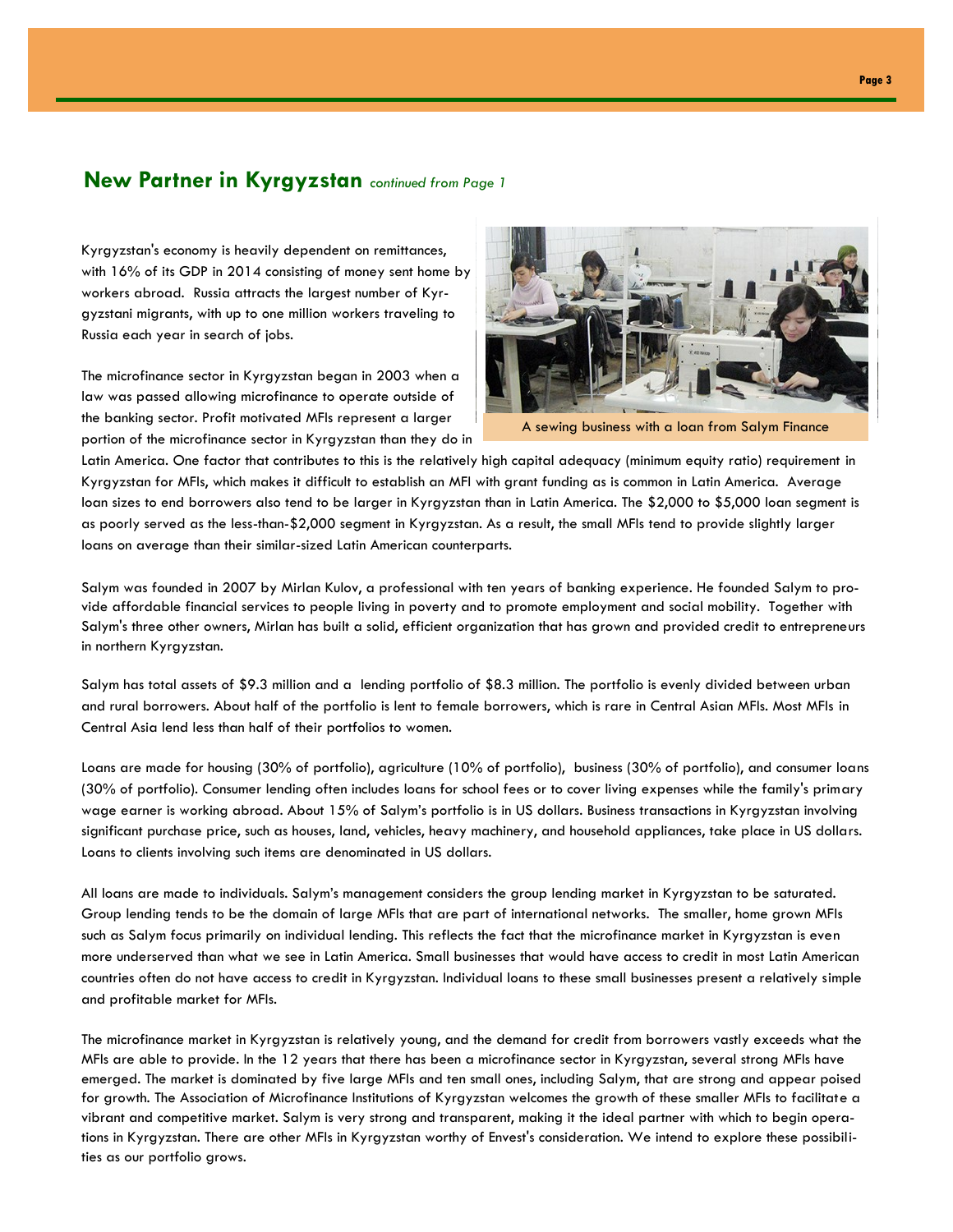## New Partner in Kyrgyzstan *continued from Page 1*

Kyrgyzstan's economy is heavily dependent on remittances, with 16% of its GDP in 2014 consisting of money sent home by workers abroad. Russia attracts the largest number of Kyrgyzstani migrants, with up to one million workers traveling to Russia each year in search of jobs.

A sewing business with a loan from Salym Finance

The microfinance sector in Kyrgyzstan began in 2003 when a law was passed allowing microfinance to operate outside of the banking sector. Profit motivated MFIs represent a larger portion of the microfinance sector in Kyrgyzstan than they do in Latin America. One factor that contributes to this is the relatively high capital adequacy (minimum equity ratio) requirement in Kyrgyzstan for MFIs, which makes it difficult to establish an MFI with grant funding as is common in Latin America. Average loan sizes to end borrowers also tend to be larger in Kyrgyzstan than in Latin America. The $2,000 to $5,000 loan segment is as poorly served as the less-than-$2,000 segment in Kyrgyzstan. As a result, the small MFIs tend to provide slightly larger loans on average than their similar-sized Latin American counterparts.

Salym was founded in 2007 by Mirlan Kulov, a professional with ten years of banking experience. He founded Salym to provide affordable financial services to people living in poverty and to promote employment and social mobility. Together with Salym's three other owners, Mirlan has built a solid, efficient organization that has grown and provided credit to entrepreneurs in northern Kyrgyzstan.

Salym has total assets of $9.3 million and a lending portfolio of $8.3 million. The portfolio is evenly divided between urban and rural borrowers. About half of the portfolio is lent to female borrowers, which is rare in Central Asian MFIs. Most MFIs in Central Asia lend less than half of their portfolios to women.

Loans are made for housing (30% of portfolio), agriculture (10% of portfolio), business (30% of portfolio), and consumer loans (30% of portfolio). Consumer lending often includes loans for school fees or to cover living expenses while the family's primary wage earner is working abroad. About 15% of Salym's portfolio is in US dollars. Business transactions in Kyrgyzstan involving significant purchase price, such as houses, land, vehicles, heavy machinery, and household appliances, take place in US dollars. Loans to clients involving such items are denominated in US dollars.

All loans are made to individuals. Salym's management considers the group lending market in Kyrgyzstan to be saturated. Group lending tends to be the domain of large MFIs that are part of international networks. The smaller, home grown MFIs such as Salym focus primarily on individual lending. This reflects the fact that the microfinance market in Kyrgyzstan is even more underserved than what we see in Latin America. Small businesses that would have access to credit in most Latin American countries often do not have access to credit in Kyrgyzstan. Individual loans to these small businesses present a relatively simple and profitable market for MFIs.

The microfinance market in Kyrgyzstan is relatively young, and the demand for credit from borrowers vastly exceeds what the MFIs are able to provide. In the 12 years that there has been a microfinance sector in Kyrgyzstan, several strong MFIs have emerged. The market is dominated by five large MFIs and ten small ones, including Salym, that are strong and appear poised for growth. The Association of Microfinance Institutions of Kyrgyzstan welcomes the growth of these smaller MFIs to facilitate a vibrant and competitive market. Salym is very strong and transparent, making it the ideal partner with which to begin operations in Kyrgyzstan. There are other MFIs in Kyrgyzstan worthy of Envest's consideration. We intend to explore these possibilities as our portfolio grows.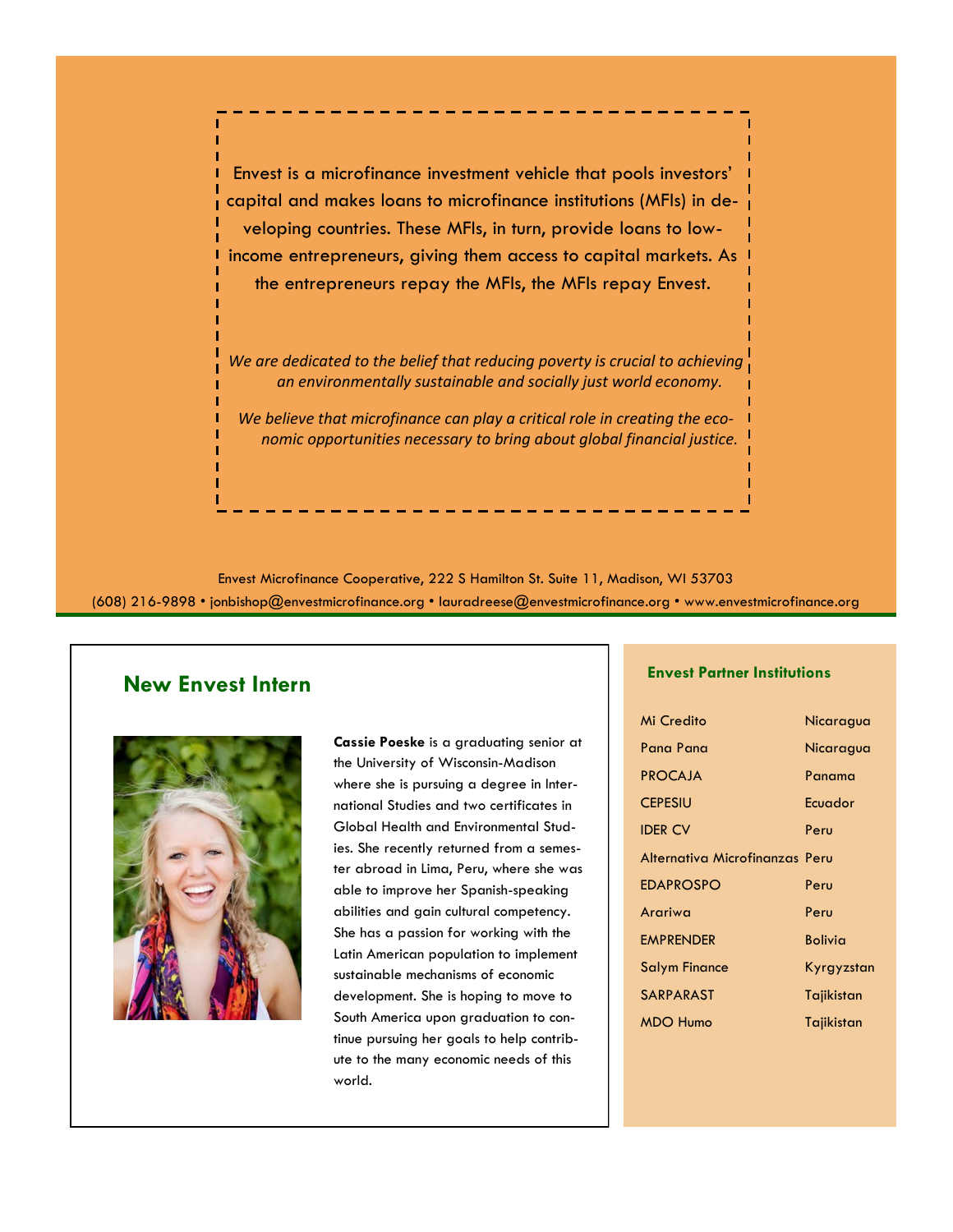Envest is a microfinance investment vehicle that pools investors' capital and makes loans to microfinance institutions (MFIs) in developing countries. These MFIs, in turn, provide loans to low-income entrepreneurs, giving them access to capital markets. As the entrepreneurs repay the MFIs, the MFIs repay Envest.

*We are dedicated to the belief that reducing poverty is crucial to achieving an environmentally sustainable and socially just world economy.*

*We believe that microfinance can play a critical role in creating the economic opportunities necessary to bring about global financial justice.*

Envest Microfinance Cooperative, 222 S Hamilton St. Suite 11, Madison, WI 53703
(608) 216-9898 • jonbishop@envestmicrofinance.org • lauradreese@envestmicrofinance.org • www.envestmicrofinance.org

## New Envest Intern

**Cassie Poeske** is a graduating senior at the University of Wisconsin-Madison where she is pursuing a degree in International Studies and two certificates in Global Health and Environmental Studies. She recently returned from a semester abroad in Lima, Peru, where she was able to improve her Spanish-speaking abilities and gain cultural competency. She has a passion for working with the Latin American population to implement sustainable mechanisms of economic development. She is hoping to move to South America upon graduation to continue pursuing her goals to help contribute to the many economic needs of this world.

### Envest Partner Institutions

| | |
|---|---|
| Mi Credito | Nicaragua |
| Pana Pana | Nicaragua |
| PROCAJA | Panama |
| CEPESIU | Ecuador |
| IDER CV | Peru |
| Alternativa Microfinanzas | Peru |
| EDAPROSPO | Peru |
| Arariwa | Peru |
| EMPRENDER | Bolivia |
| Salym Finance | Kyrgyzstan |
| SARPARAST | Tajikistan |
| MDO Humo | Tajikistan |